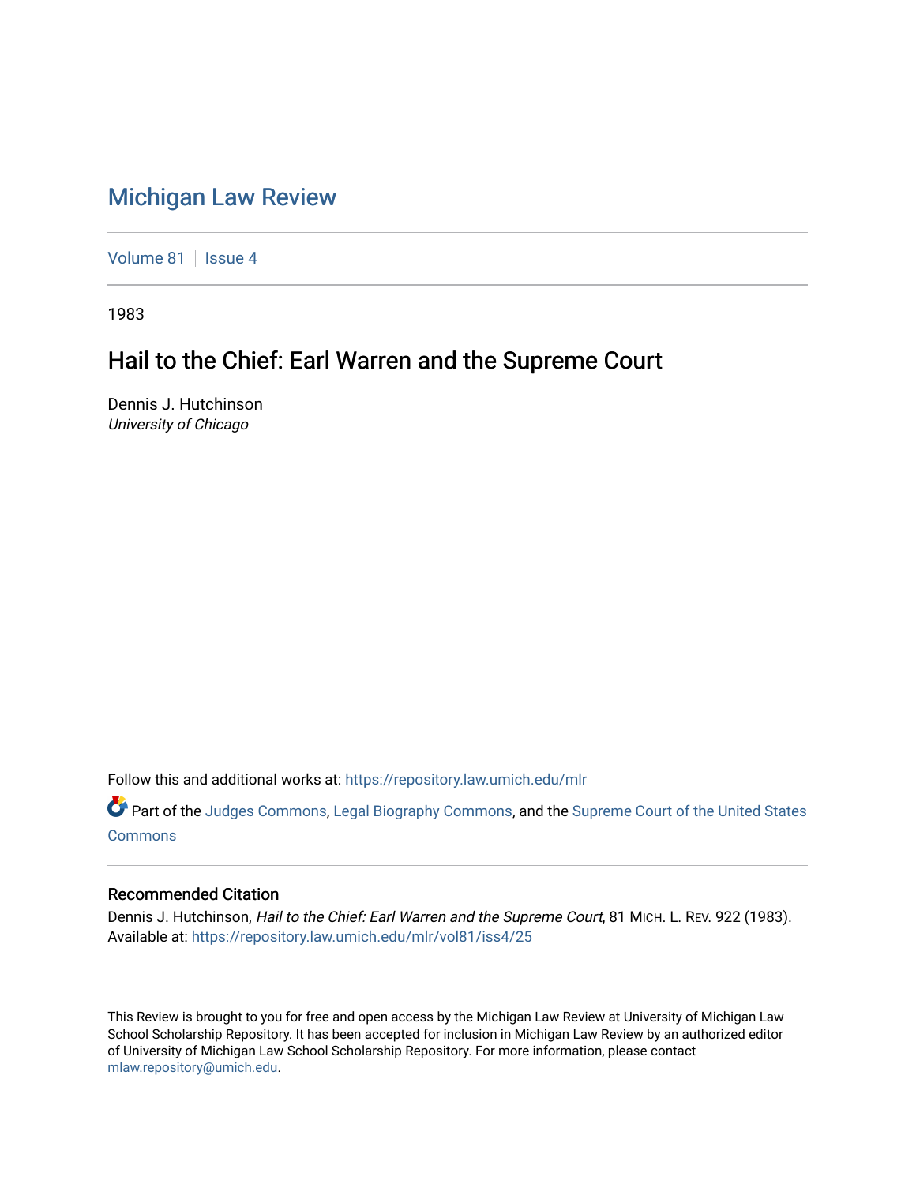# Michigan Law Review

Volume 81 | Issue 4

1983

## Hail to the Chief: Earl Warren and the Supreme Court

Dennis J. Hutchinson
*University of Chicago*

Follow this and additional works at: https://repository.law.umich.edu/mlr

Part of the Judges Commons, Legal Biography Commons, and the Supreme Court of the United States Commons

### Recommended Citation

Dennis J. Hutchinson, *Hail to the Chief: Earl Warren and the Supreme Court*, 81 MICH. L. REV. 922 (1983). Available at: https://repository.law.umich.edu/mlr/vol81/iss4/25

This Review is brought to you for free and open access by the Michigan Law Review at University of Michigan Law School Scholarship Repository. It has been accepted for inclusion in Michigan Law Review by an authorized editor of University of Michigan Law School Scholarship Repository. For more information, please contact mlaw.repository@umich.edu.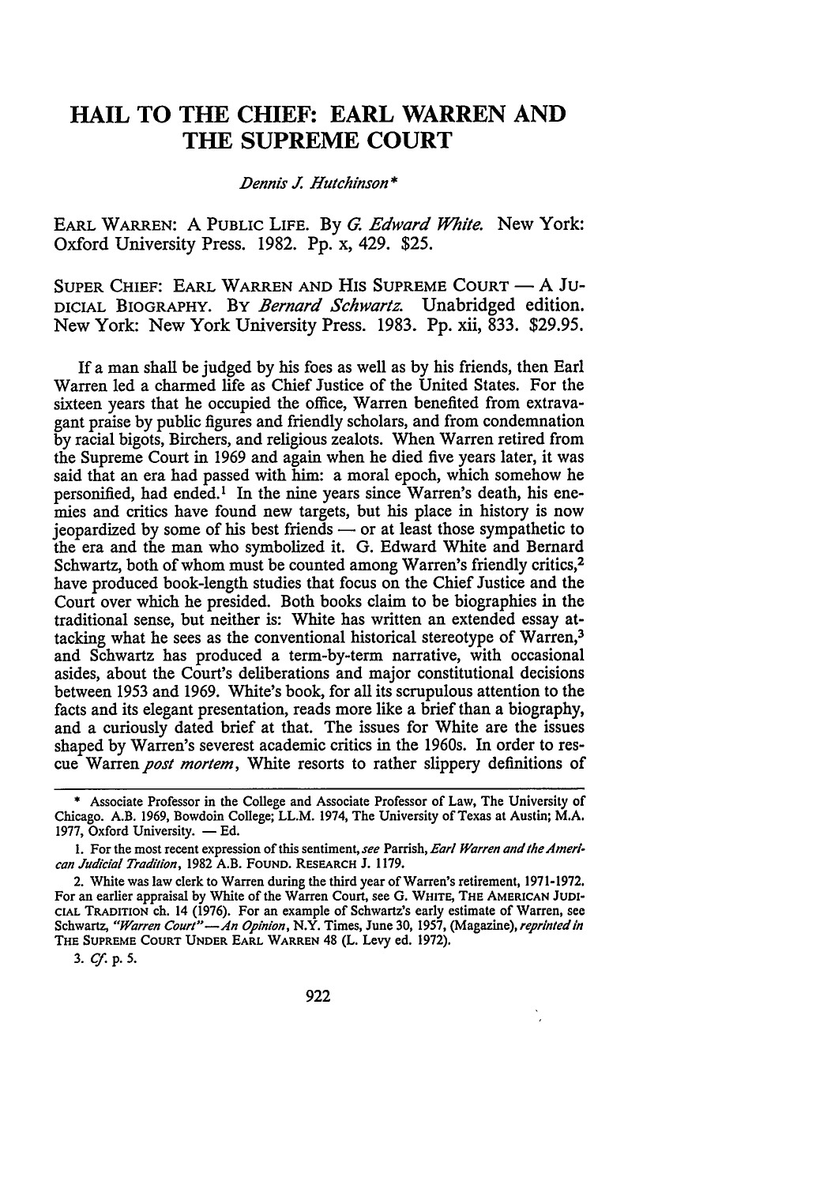# HAIL TO THE CHIEF: EARL WARREN AND THE SUPREME COURT

*Dennis J. Hutchinson**

EARL WARREN: A PUBLIC LIFE. By *G. Edward White.* New York: Oxford University Press. 1982. Pp. x, 429. $25.

SUPER CHIEF: EARL WARREN AND HIS SUPREME COURT — A JUDICIAL BIOGRAPHY. BY *Bernard Schwartz.* Unabridged edition. New York: New York University Press. 1983. Pp. xii, 833. $29.95.

If a man shall be judged by his foes as well as by his friends, then Earl Warren led a charmed life as Chief Justice of the United States. For the sixteen years that he occupied the office, Warren benefited from extravagant praise by public figures and friendly scholars, and from condemnation by racial bigots, Birchers, and religious zealots. When Warren retired from the Supreme Court in 1969 and again when he died five years later, it was said that an era had passed with him: a moral epoch, which somehow he personified, had ended.[1] In the nine years since Warren's death, his enemies and critics have found new targets, but his place in history is now jeopardized by some of his best friends — or at least those sympathetic to the era and the man who symbolized it. G. Edward White and Bernard Schwartz, both of whom must be counted among Warren's friendly critics,[2] have produced book-length studies that focus on the Chief Justice and the Court over which he presided. Both books claim to be biographies in the traditional sense, but neither is: White has written an extended essay attacking what he sees as the conventional historical stereotype of Warren,[3] and Schwartz has produced a term-by-term narrative, with occasional asides, about the Court's deliberations and major constitutional decisions between 1953 and 1969. White's book, for all its scrupulous attention to the facts and its elegant presentation, reads more like a brief than a biography, and a curiously dated brief at that. The issues for White are the issues shaped by Warren's severest academic critics in the 1960s. In order to rescue Warren *post mortem*, White resorts to rather slippery definitions of

---

\* Associate Professor in the College and Associate Professor of Law, The University of Chicago. A.B. 1969, Bowdoin College; LL.M. 1974, The University of Texas at Austin; M.A. 1977, Oxford University. — Ed.

1. For the most recent expression of this sentiment, *see* Parrish, *Earl Warren and the American Judicial Tradition*, 1982 A.B. FOUND. RESEARCH J. 1179.

2. White was law clerk to Warren during the third year of Warren's retirement, 1971-1972. For an earlier appraisal by White of the Warren Court, see G. WHITE, THE AMERICAN JUDICIAL TRADITION ch. 14 (1976). For an example of Schwartz's early estimate of Warren, see Schwartz, *"Warren Court"—An Opinion*, N.Y. Times, June 30, 1957, (Magazine), *reprinted in* THE SUPREME COURT UNDER EARL WARREN 48 (L. Levy ed. 1972).

3. *Cf.* p. 5.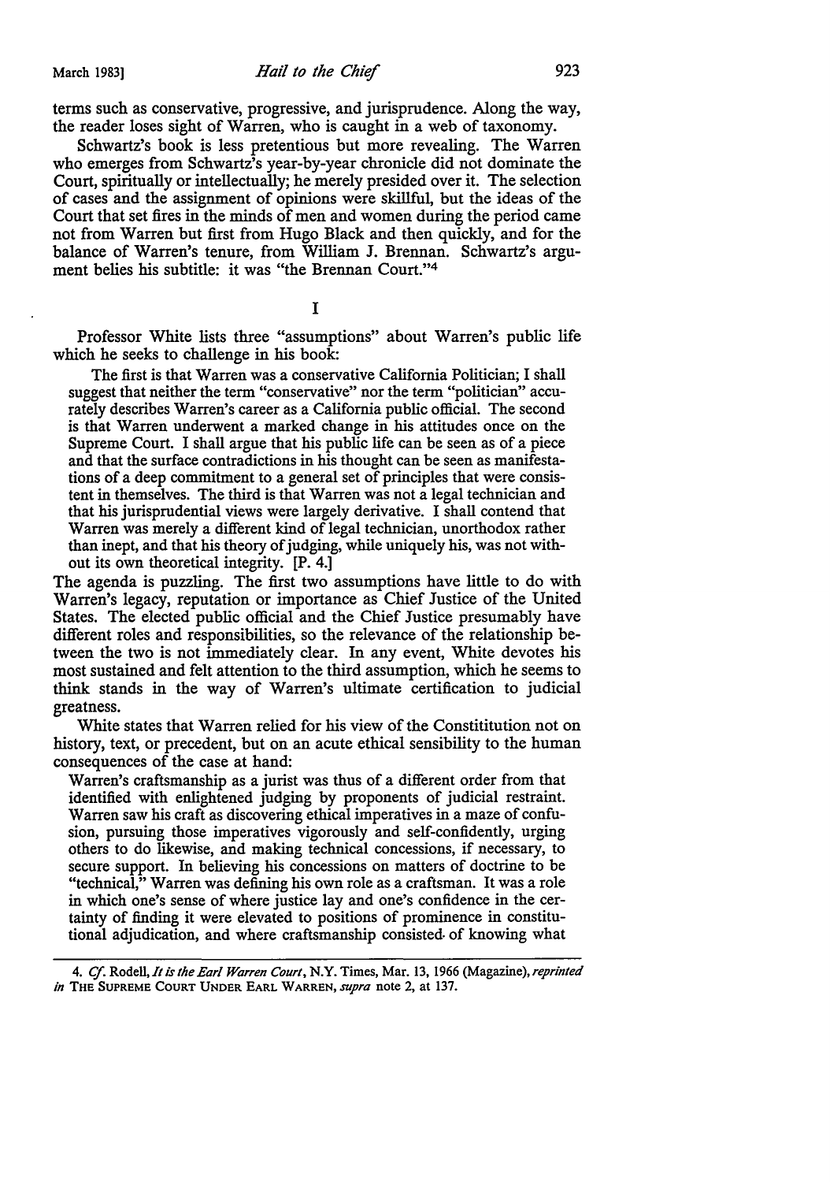terms such as conservative, progressive, and jurisprudence. Along the way, the reader loses sight of Warren, who is caught in a web of taxonomy.

Schwartz's book is less pretentious but more revealing. The Warren who emerges from Schwartz's year-by-year chronicle did not dominate the Court, spiritually or intellectually; he merely presided over it. The selection of cases and the assignment of opinions were skillful, but the ideas of the Court that set fires in the minds of men and women during the period came not from Warren but first from Hugo Black and then quickly, and for the balance of Warren's tenure, from William J. Brennan. Schwartz's argument belies his subtitle: it was "the Brennan Court."[4]

## I

Professor White lists three "assumptions" about Warren's public life which he seeks to challenge in his book:

> The first is that Warren was a conservative California Politician; I shall suggest that neither the term "conservative" nor the term "politician" accurately describes Warren's career as a California public official. The second is that Warren underwent a marked change in his attitudes once on the Supreme Court. I shall argue that his public life can be seen as of a piece and that the surface contradictions in his thought can be seen as manifestations of a deep commitment to a general set of principles that were consistent in themselves. The third is that Warren was not a legal technician and that his jurisprudential views were largely derivative. I shall contend that Warren was merely a different kind of legal technician, unorthodox rather than inept, and that his theory of judging, while uniquely his, was not without its own theoretical integrity. [P. 4.]

The agenda is puzzling. The first two assumptions have little to do with Warren's legacy, reputation or importance as Chief Justice of the United States. The elected public official and the Chief Justice presumably have different roles and responsibilities, so the relevance of the relationship between the two is not immediately clear. In any event, White devotes his most sustained and felt attention to the third assumption, which he seems to think stands in the way of Warren's ultimate certification to judicial greatness.

White states that Warren relied for his view of the Constititution not on history, text, or precedent, but on an acute ethical sensibility to the human consequences of the case at hand:

> Warren's craftsmanship as a jurist was thus of a different order from that identified with enlightened judging by proponents of judicial restraint. Warren saw his craft as discovering ethical imperatives in a maze of confusion, pursuing those imperatives vigorously and self-confidently, urging others to do likewise, and making technical concessions, if necessary, to secure support. In believing his concessions on matters of doctrine to be "technical," Warren was defining his own role as a craftsman. It was a role in which one's sense of where justice lay and one's confidence in the certainty of finding it were elevated to positions of prominence in constitutional adjudication, and where craftsmanship consisted of knowing what

---

4. *Cf.* Rodell, *It is the Earl Warren Court*, N.Y. Times, Mar. 13, 1966 (Magazine), *reprinted in* THE SUPREME COURT UNDER EARL WARREN, *supra* note 2, at 137.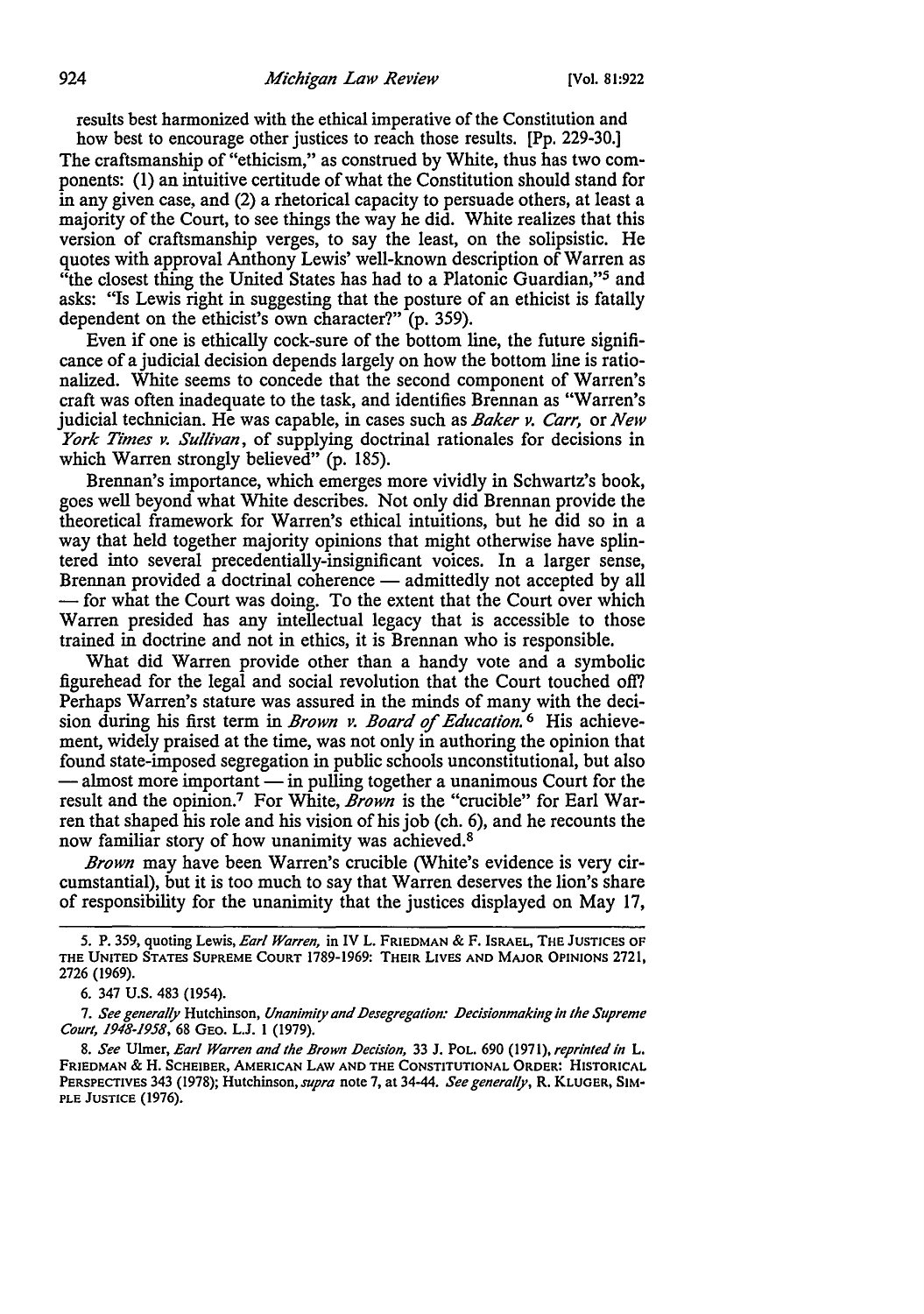results best harmonized with the ethical imperative of the Constitution and how best to encourage other justices to reach those results. [Pp. 229-30.]

The craftsmanship of "ethicism," as construed by White, thus has two components: (1) an intuitive certitude of what the Constitution should stand for in any given case, and (2) a rhetorical capacity to persuade others, at least a majority of the Court, to see things the way he did. White realizes that this version of craftsmanship verges, to say the least, on the solipsistic. He quotes with approval Anthony Lewis' well-known description of Warren as "the closest thing the United States has had to a Platonic Guardian,"[5] and asks: "Is Lewis right in suggesting that the posture of an ethicist is fatally dependent on the ethicist's own character?" (p. 359).

Even if one is ethically cock-sure of the bottom line, the future significance of a judicial decision depends largely on how the bottom line is rationalized. White seems to concede that the second component of Warren's craft was often inadequate to the task, and identifies Brennan as "Warren's judicial technician. He was capable, in cases such as *Baker v. Carr*, or *New York Times v. Sullivan*, of supplying doctrinal rationales for decisions in which Warren strongly believed" (p. 185).

Brennan's importance, which emerges more vividly in Schwartz's book, goes well beyond what White describes. Not only did Brennan provide the theoretical framework for Warren's ethical intuitions, but he did so in a way that held together majority opinions that might otherwise have splintered into several precedentially-insignificant voices. In a larger sense, Brennan provided a doctrinal coherence — admittedly not accepted by all — for what the Court was doing. To the extent that the Court over which Warren presided has any intellectual legacy that is accessible to those trained in doctrine and not in ethics, it is Brennan who is responsible.

What did Warren provide other than a handy vote and a symbolic figurehead for the legal and social revolution that the Court touched off? Perhaps Warren's stature was assured in the minds of many with the decision during his first term in *Brown v. Board of Education.*[6] His achievement, widely praised at the time, was not only in authoring the opinion that found state-imposed segregation in public schools unconstitutional, but also — almost more important — in pulling together a unanimous Court for the result and the opinion.[7] For White, *Brown* is the "crucible" for Earl Warren that shaped his role and his vision of his job (ch. 6), and he recounts the now familiar story of how unanimity was achieved.[8]

*Brown* may have been Warren's crucible (White's evidence is very circumstantial), but it is too much to say that Warren deserves the lion's share of responsibility for the unanimity that the justices displayed on May 17,

5. P. 359, quoting Lewis, *Earl Warren*, in IV L. FRIEDMAN & F. ISRAEL, THE JUSTICES OF THE UNITED STATES SUPREME COURT 1789-1969: THEIR LIVES AND MAJOR OPINIONS 2721, 2726 (1969).

6. 347 U.S. 483 (1954).

7. *See generally* Hutchinson, *Unanimity and Desegregation: Decisionmaking in the Supreme Court, 1948-1958*, 68 GEO. L.J. 1 (1979).

8. *See* Ulmer, *Earl Warren and the Brown Decision*, 33 J. POL. 690 (1971), *reprinted in* L. FRIEDMAN & H. SCHEIBER, AMERICAN LAW AND THE CONSTITUTIONAL ORDER: HISTORICAL PERSPECTIVES 343 (1978); Hutchinson, *supra* note 7, at 34-44. *See generally*, R. KLUGER, SIMPLE JUSTICE (1976).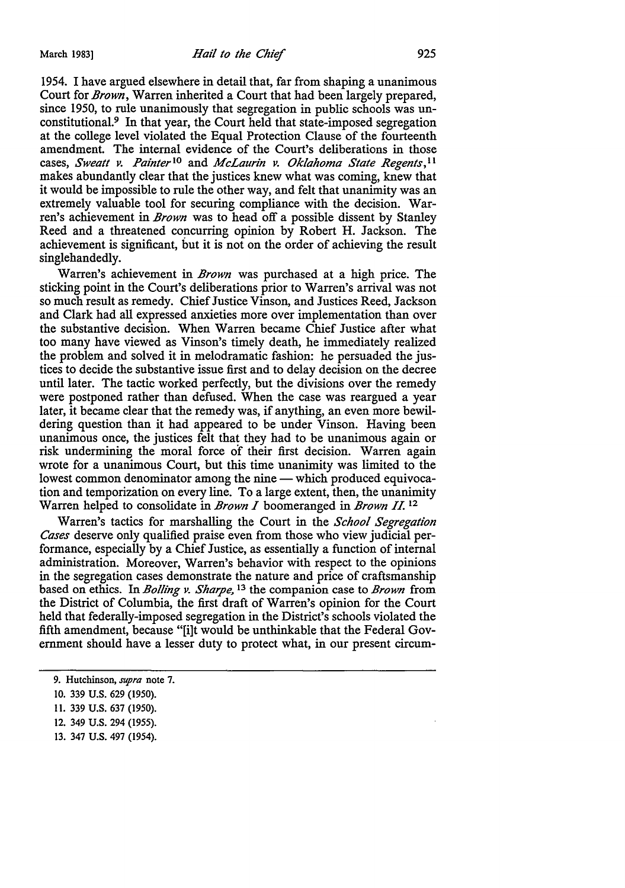1954. I have argued elsewhere in detail that, far from shaping a unanimous Court for *Brown*, Warren inherited a Court that had been largely prepared, since 1950, to rule unanimously that segregation in public schools was unconstitutional.[9] In that year, the Court held that state-imposed segregation at the college level violated the Equal Protection Clause of the fourteenth amendment. The internal evidence of the Court's deliberations in those cases, *Sweatt v. Painter*[10] and *McLaurin v. Oklahoma State Regents*,[11] makes abundantly clear that the justices knew what was coming, knew that it would be impossible to rule the other way, and felt that unanimity was an extremely valuable tool for securing compliance with the decision. Warren's achievement in *Brown* was to head off a possible dissent by Stanley Reed and a threatened concurring opinion by Robert H. Jackson. The achievement is significant, but it is not on the order of achieving the result singlehandedly.

Warren's achievement in *Brown* was purchased at a high price. The sticking point in the Court's deliberations prior to Warren's arrival was not so much result as remedy. Chief Justice Vinson, and Justices Reed, Jackson and Clark had all expressed anxieties more over implementation than over the substantive decision. When Warren became Chief Justice after what too many have viewed as Vinson's timely death, he immediately realized the problem and solved it in melodramatic fashion: he persuaded the justices to decide the substantive issue first and to delay decision on the decree until later. The tactic worked perfectly, but the divisions over the remedy were postponed rather than defused. When the case was reargued a year later, it became clear that the remedy was, if anything, an even more bewildering question than it had appeared to be under Vinson. Having been unanimous once, the justices felt that they had to be unanimous again or risk undermining the moral force of their first decision. Warren again wrote for a unanimous Court, but this time unanimity was limited to the lowest common denominator among the nine — which produced equivocation and temporization on every line. To a large extent, then, the unanimity Warren helped to consolidate in *Brown I* boomeranged in *Brown II*.[12]

Warren's tactics for marshalling the Court in the *School Segregation Cases* deserve only qualified praise even from those who view judicial performance, especially by a Chief Justice, as essentially a function of internal administration. Moreover, Warren's behavior with respect to the opinions in the segregation cases demonstrate the nature and price of craftsmanship based on ethics. In *Bolling v. Sharpe*,[13] the companion case to *Brown* from the District of Columbia, the first draft of Warren's opinion for the Court held that federally-imposed segregation in the District's schools violated the fifth amendment, because "[i]t would be unthinkable that the Federal Government should have a lesser duty to protect what, in our present circum-

---

9. Hutchinson, *supra* note 7.

10. 339 U.S. 629 (1950).

11. 339 U.S. 637 (1950).

12. 349 U.S. 294 (1955).

13. 347 U.S. 497 (1954).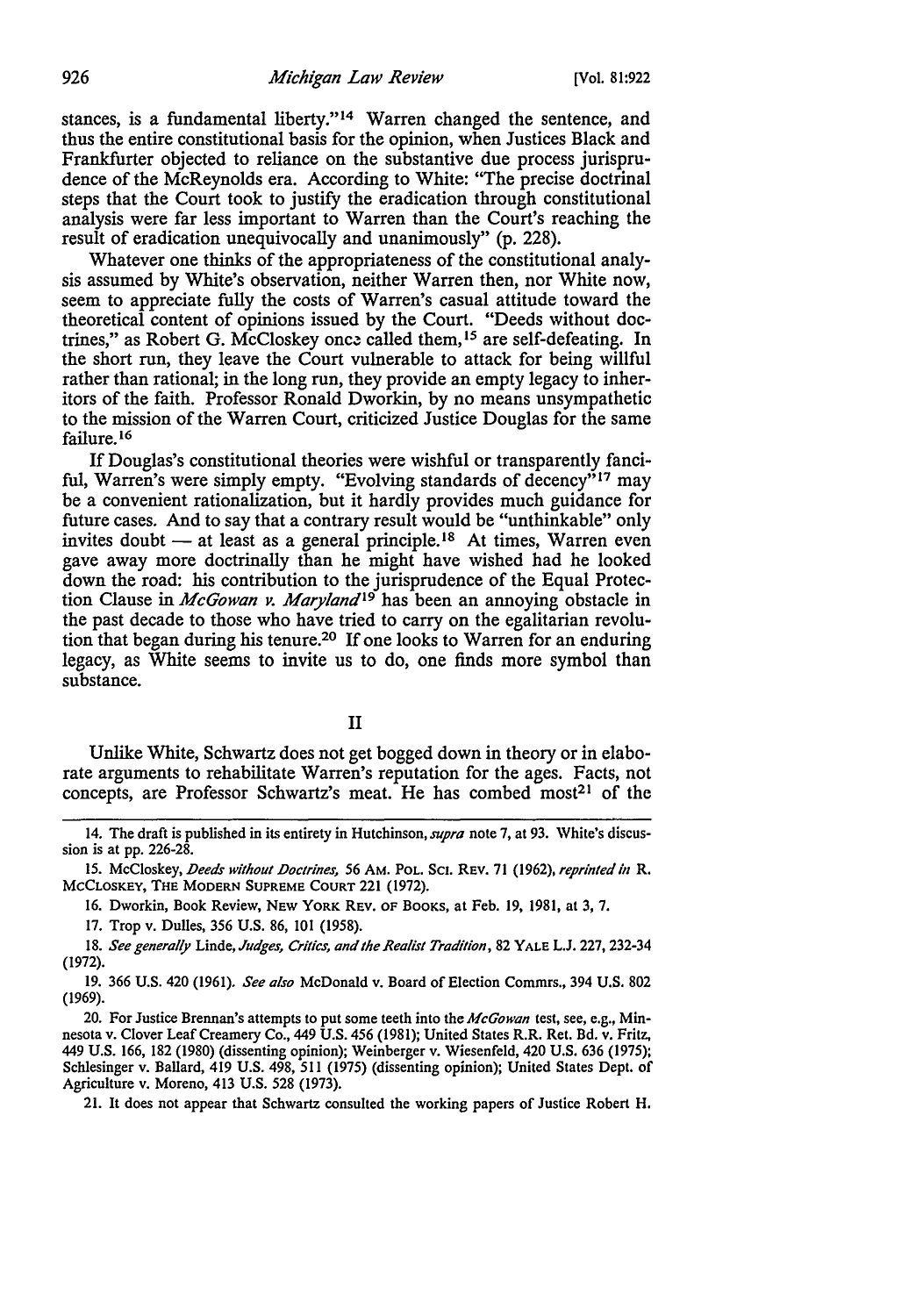stances, is a fundamental liberty."[14] Warren changed the sentence, and thus the entire constitutional basis for the opinion, when Justices Black and Frankfurter objected to reliance on the substantive due process jurisprudence of the McReynolds era. According to White: "The precise doctrinal steps that the Court took to justify the eradication through constitutional analysis were far less important to Warren than the Court's reaching the result of eradication unequivocally and unanimously" (p. 228).

Whatever one thinks of the appropriateness of the constitutional analysis assumed by White's observation, neither Warren then, nor White now, seem to appreciate fully the costs of Warren's casual attitude toward the theoretical content of opinions issued by the Court. "Deeds without doctrines," as Robert G. McCloskey once called them,[15] are self-defeating. In the short run, they leave the Court vulnerable to attack for being willful rather than rational; in the long run, they provide an empty legacy to inheritors of the faith. Professor Ronald Dworkin, by no means unsympathetic to the mission of the Warren Court, criticized Justice Douglas for the same failure.[16]

If Douglas's constitutional theories were wishful or transparently fanciful, Warren's were simply empty. "Evolving standards of decency"[17] may be a convenient rationalization, but it hardly provides much guidance for future cases. And to say that a contrary result would be "unthinkable" only invites doubt — at least as a general principle.[18] At times, Warren even gave away more doctrinally than he might have wished had he looked down the road: his contribution to the jurisprudence of the Equal Protection Clause in *McGowan v. Maryland*[19] has been an annoying obstacle in the past decade to those who have tried to carry on the egalitarian revolution that began during his tenure.[20] If one looks to Warren for an enduring legacy, as White seems to invite us to do, one finds more symbol than substance.

## II

Unlike White, Schwartz does not get bogged down in theory or in elaborate arguments to rehabilitate Warren's reputation for the ages. Facts, not concepts, are Professor Schwartz's meat. He has combed most[21] of the

---

14. The draft is published in its entirety in Hutchinson, *supra* note 7, at 93. White's discussion is at pp. 226-28.

15. McCloskey, *Deeds without Doctrines*, 56 AM. POL. SCI. REV. 71 (1962), *reprinted in* R. MCCLOSKEY, THE MODERN SUPREME COURT 221 (1972).

16. Dworkin, Book Review, NEW YORK REV. OF BOOKS, at Feb. 19, 1981, at 3, 7.

17. Trop v. Dulles, 356 U.S. 86, 101 (1958).

18. *See generally* Linde, *Judges, Critics, and the Realist Tradition*, 82 YALE L.J. 227, 232-34 (1972).

19. 366 U.S. 420 (1961). *See also* McDonald v. Board of Election Commrs., 394 U.S. 802 (1969).

20. For Justice Brennan's attempts to put some teeth into the *McGowan* test, see, e.g., Minnesota v. Clover Leaf Creamery Co., 449 U.S. 456 (1981); United States R.R. Ret. Bd. v. Fritz, 449 U.S. 166, 182 (1980) (dissenting opinion); Weinberger v. Wiesenfeld, 420 U.S. 636 (1975); Schlesinger v. Ballard, 419 U.S. 498, 511 (1975) (dissenting opinion); United States Dept. of Agriculture v. Moreno, 413 U.S. 528 (1973).

21. It does not appear that Schwartz consulted the working papers of Justice Robert H.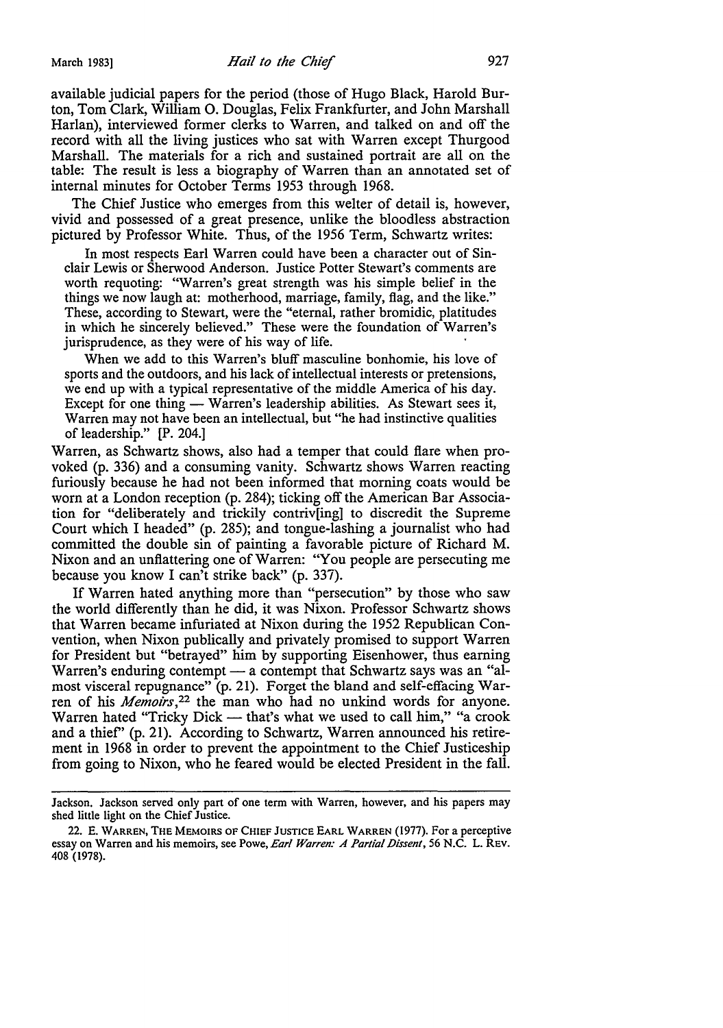available judicial papers for the period (those of Hugo Black, Harold Burton, Tom Clark, William O. Douglas, Felix Frankfurter, and John Marshall Harlan), interviewed former clerks to Warren, and talked on and off the record with all the living justices who sat with Warren except Thurgood Marshall. The materials for a rich and sustained portrait are all on the table: The result is less a biography of Warren than an annotated set of internal minutes for October Terms 1953 through 1968.

The Chief Justice who emerges from this welter of detail is, however, vivid and possessed of a great presence, unlike the bloodless abstraction pictured by Professor White. Thus, of the 1956 Term, Schwartz writes:

> In most respects Earl Warren could have been a character out of Sinclair Lewis or Sherwood Anderson. Justice Potter Stewart's comments are worth requoting: "Warren's great strength was his simple belief in the things we now laugh at: motherhood, marriage, family, flag, and the like." These, according to Stewart, were the "eternal, rather bromidic, platitudes in which he sincerely believed." These were the foundation of Warren's jurisprudence, as they were of his way of life.
>
> When we add to this Warren's bluff masculine bonhomie, his love of sports and the outdoors, and his lack of intellectual interests or pretensions, we end up with a typical representative of the middle America of his day. Except for one thing — Warren's leadership abilities. As Stewart sees it, Warren may not have been an intellectual, but "he had instinctive qualities of leadership." [P. 204.]

Warren, as Schwartz shows, also had a temper that could flare when provoked (p. 336) and a consuming vanity. Schwartz shows Warren reacting furiously because he had not been informed that morning coats would be worn at a London reception (p. 284); ticking off the American Bar Association for "deliberately and trickily contriv[ing] to discredit the Supreme Court which I headed" (p. 285); and tongue-lashing a journalist who had committed the double sin of painting a favorable picture of Richard M. Nixon and an unflattering one of Warren: "You people are persecuting me because you know I can't strike back" (p. 337).

If Warren hated anything more than "persecution" by those who saw the world differently than he did, it was Nixon. Professor Schwartz shows that Warren became infuriated at Nixon during the 1952 Republican Convention, when Nixon publically and privately promised to support Warren for President but "betrayed" him by supporting Eisenhower, thus earning Warren's enduring contempt — a contempt that Schwartz says was an "almost visceral repugnance" (p. 21). Forget the bland and self-effacing Warren of his *Memoirs*,[22] the man who had no unkind words for anyone. Warren hated "Tricky Dick — that's what we used to call him," "a crook and a thief" (p. 21). According to Schwartz, Warren announced his retirement in 1968 in order to prevent the appointment to the Chief Justiceship from going to Nixon, who he feared would be elected President in the fall.

---

Jackson. Jackson served only part of one term with Warren, however, and his papers may shed little light on the Chief Justice.

22. E. WARREN, THE MEMOIRS OF CHIEF JUSTICE EARL WARREN (1977). For a perceptive essay on Warren and his memoirs, see Powe, *Earl Warren: A Partial Dissent*, 56 N.C. L. REV. 408 (1978).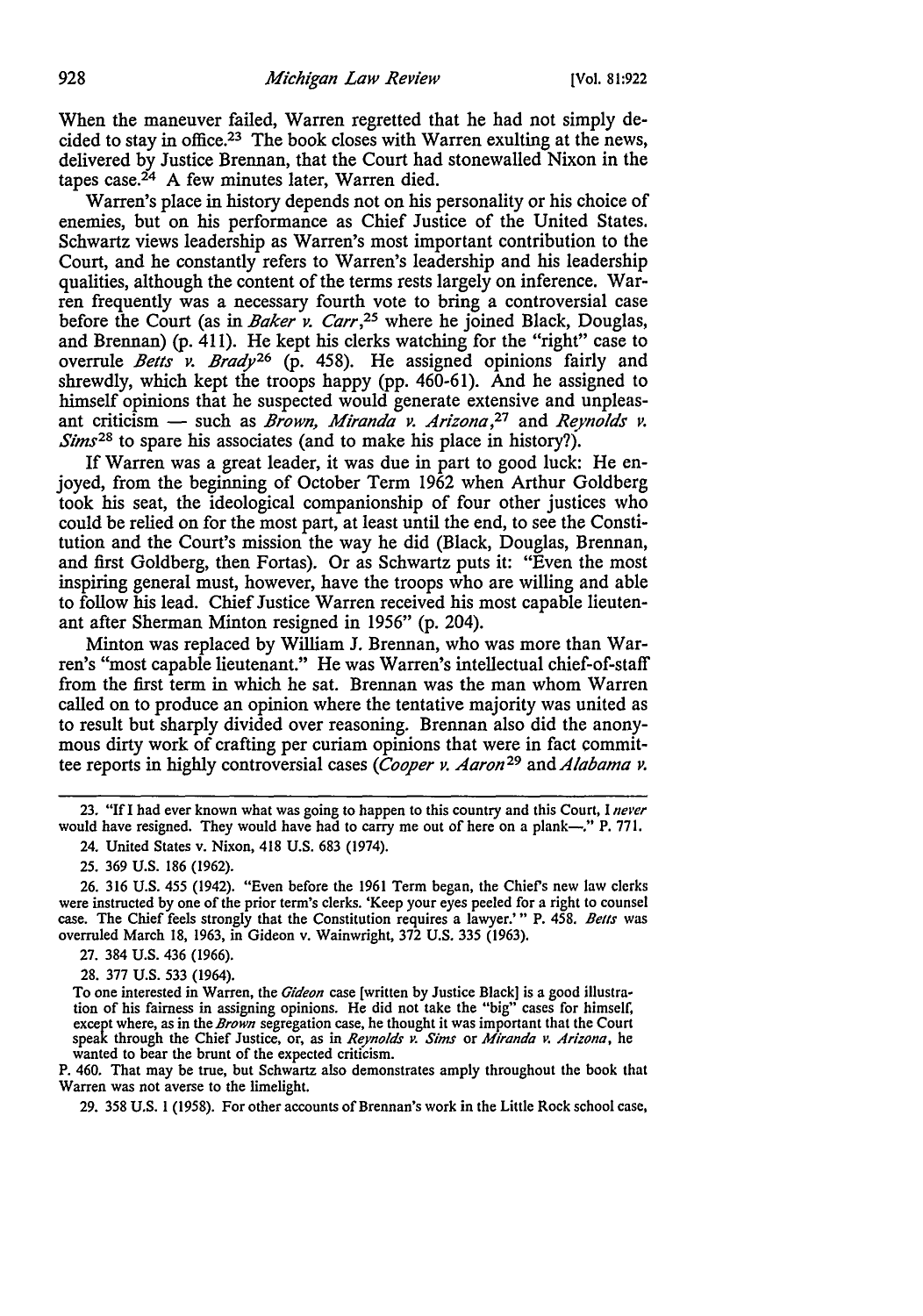When the maneuver failed, Warren regretted that he had not simply decided to stay in office.[23] The book closes with Warren exulting at the news, delivered by Justice Brennan, that the Court had stonewalled Nixon in the tapes case.[24] A few minutes later, Warren died.

Warren's place in history depends not on his personality or his choice of enemies, but on his performance as Chief Justice of the United States. Schwartz views leadership as Warren's most important contribution to the Court, and he constantly refers to Warren's leadership and his leadership qualities, although the content of the terms rests largely on inference. Warren frequently was a necessary fourth vote to bring a controversial case before the Court (as in *Baker v. Carr*,[25] where he joined Black, Douglas, and Brennan) (p. 411). He kept his clerks watching for the "right" case to overrule *Betts v. Brady*[26] (p. 458). He assigned opinions fairly and shrewdly, which kept the troops happy (pp. 460-61). And he assigned to himself opinions that he suspected would generate extensive and unpleasant criticism — such as *Brown*, *Miranda v. Arizona*,[27] and *Reynolds v. Sims*[28] to spare his associates (and to make his place in history?).

If Warren was a great leader, it was due in part to good luck: He enjoyed, from the beginning of October Term 1962 when Arthur Goldberg took his seat, the ideological companionship of four other justices who could be relied on for the most part, at least until the end, to see the Constitution and the Court's mission the way he did (Black, Douglas, Brennan, and first Goldberg, then Fortas). Or as Schwartz puts it: "Even the most inspiring general must, however, have the troops who are willing and able to follow his lead. Chief Justice Warren received his most capable lieutenant after Sherman Minton resigned in 1956" (p. 204).

Minton was replaced by William J. Brennan, who was more than Warren's "most capable lieutenant." He was Warren's intellectual chief-of-staff from the first term in which he sat. Brennan was the man whom Warren called on to produce an opinion where the tentative majority was united as to result but sharply divided over reasoning. Brennan also did the anonymous dirty work of crafting per curiam opinions that were in fact committee reports in highly controversial cases (*Cooper v. Aaron*[29] and *Alabama v.*

---

23. "If I had ever known what was going to happen to this country and this Court, I *never* would have resigned. They would have had to carry me out of here on a plank—." P. 771.

24. United States v. Nixon, 418 U.S. 683 (1974).

25. 369 U.S. 186 (1962).

26. 316 U.S. 455 (1942). "Even before the 1961 Term began, the Chief's new law clerks were instructed by one of the prior term's clerks. 'Keep your eyes peeled for a right to counsel case. The Chief feels strongly that the Constitution requires a lawyer.'" P. 458. *Betts* was overruled March 18, 1963, in Gideon v. Wainwright, 372 U.S. 335 (1963).

27. 384 U.S. 436 (1966).

28. 377 U.S. 533 (1964).

> To one interested in Warren, the *Gideon* case [written by Justice Black] is a good illustration of his fairness in assigning opinions. He did not take the "big" cases for himself, except where, as in the *Brown* segregation case, he thought it was important that the Court speak through the Chief Justice, or, as in *Reynolds v. Sims* or *Miranda v. Arizona*, he wanted to bear the brunt of the expected criticism.

P. 460. That may be true, but Schwartz also demonstrates amply throughout the book that Warren was not averse to the limelight.

29. 358 U.S. 1 (1958). For other accounts of Brennan's work in the Little Rock school case,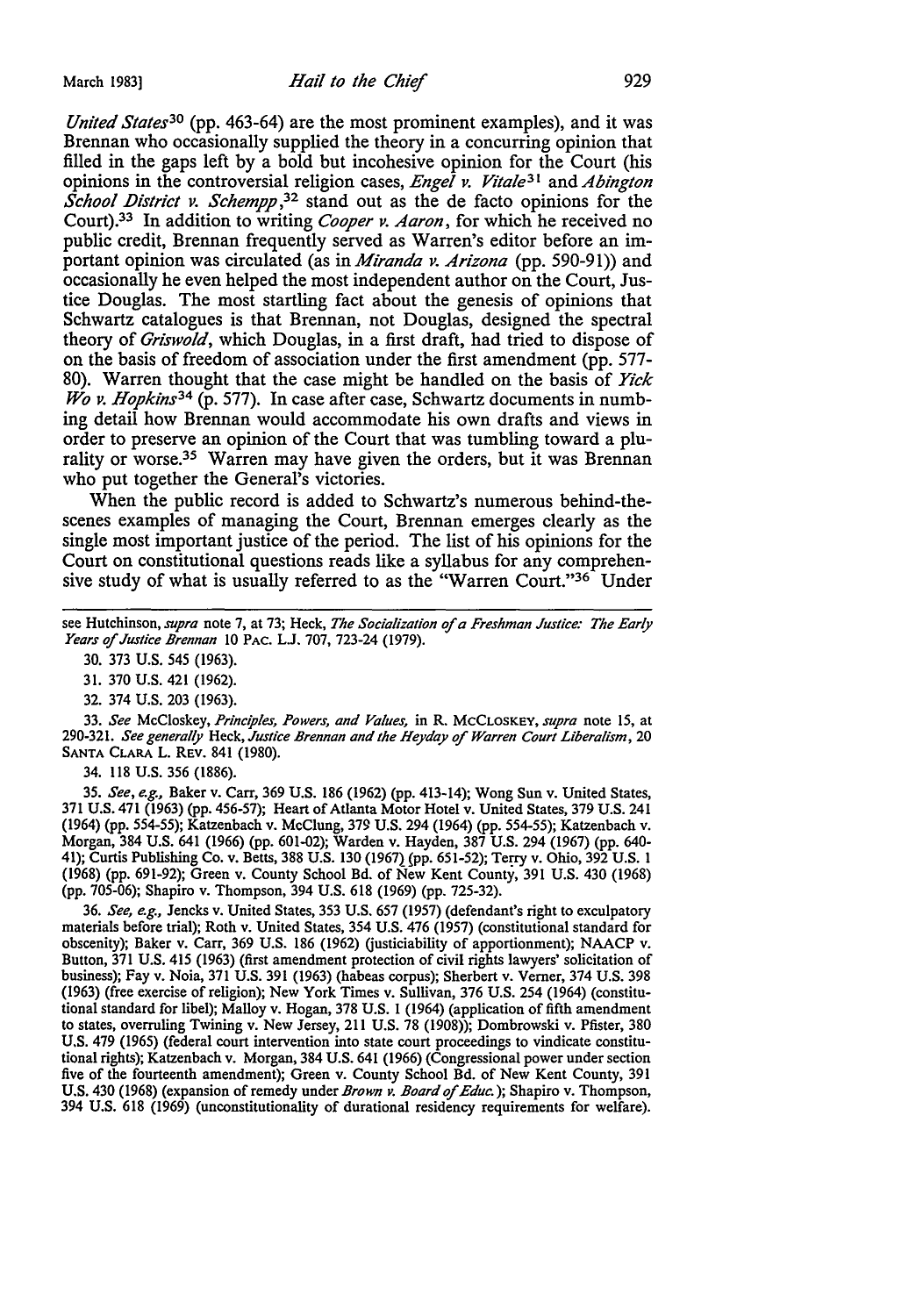*United States*[30] (pp. 463-64) are the most prominent examples), and it was Brennan who occasionally supplied the theory in a concurring opinion that filled in the gaps left by a bold but incohesive opinion for the Court (his opinions in the controversial religion cases, *Engel v. Vitale*[31] and *Abington School District v. Schempp*,[32] stand out as the de facto opinions for the Court).[33] In addition to writing *Cooper v. Aaron*, for which he received no public credit, Brennan frequently served as Warren's editor before an important opinion was circulated (as in *Miranda v. Arizona* (pp. 590-91)) and occasionally he even helped the most independent author on the Court, Justice Douglas. The most startling fact about the genesis of opinions that Schwartz catalogues is that Brennan, not Douglas, designed the spectral theory of *Griswold*, which Douglas, in a first draft, had tried to dispose of on the basis of freedom of association under the first amendment (pp. 577-80). Warren thought that the case might be handled on the basis of *Yick Wo v. Hopkins*[34] (p. 577). In case after case, Schwartz documents in numbing detail how Brennan would accommodate his own drafts and views in order to preserve an opinion of the Court that was tumbling toward a plurality or worse.[35] Warren may have given the orders, but it was Brennan who put together the General's victories.

When the public record is added to Schwartz's numerous behind-the-scenes examples of managing the Court, Brennan emerges clearly as the single most important justice of the period. The list of his opinions for the Court on constitutional questions reads like a syllabus for any comprehensive study of what is usually referred to as the "Warren Court."[36] Under

---

see Hutchinson, *supra* note 7, at 73; Heck, *The Socialization of a Freshman Justice: The Early Years of Justice Brennan* 10 PAC. L.J. 707, 723-24 (1979).

30. 373 U.S. 545 (1963).

31. 370 U.S. 421 (1962).

32. 374 U.S. 203 (1963).

33. *See* McCloskey, *Principles, Powers, and Values*, in R. MCCLOSKEY, *supra* note 15, at 290-321. *See generally* Heck, *Justice Brennan and the Heyday of Warren Court Liberalism*, 20 SANTA CLARA L. REV. 841 (1980).

34. 118 U.S. 356 (1886).

35. *See, e.g.*, Baker v. Carr, 369 U.S. 186 (1962) (pp. 413-14); Wong Sun v. United States, 371 U.S. 471 (1963) (pp. 456-57); Heart of Atlanta Motor Hotel v. United States, 379 U.S. 241 (1964) (pp. 554-55); Katzenbach v. McClung, 379 U.S. 294 (1964) (pp. 554-55); Katzenbach v. Morgan, 384 U.S. 641 (1966) (pp. 601-02); Warden v. Hayden, 387 U.S. 294 (1967) (pp. 640-41); Curtis Publishing Co. v. Betts, 388 U.S. 130 (1967) (pp. 651-52); Terry v. Ohio, 392 U.S. 1 (1968) (pp. 691-92); Green v. County School Bd. of New Kent County, 391 U.S. 430 (1968) (pp. 705-06); Shapiro v. Thompson, 394 U.S. 618 (1969) (pp. 725-32).

36. *See, e.g.*, Jencks v. United States, 353 U.S. 657 (1957) (defendant's right to exculpatory materials before trial); Roth v. United States, 354 U.S. 476 (1957) (constitutional standard for obscenity); Baker v. Carr, 369 U.S. 186 (1962) (justiciability of apportionment); NAACP v. Button, 371 U.S. 415 (1963) (first amendment protection of civil rights lawyers' solicitation of business); Fay v. Noia, 371 U.S. 391 (1963) (habeas corpus); Sherbert v. Verner, 374 U.S. 398 (1963) (free exercise of religion); New York Times v. Sullivan, 376 U.S. 254 (1964) (constitutional standard for libel); Malloy v. Hogan, 378 U.S. 1 (1964) (application of fifth amendment to states, overruling Twining v. New Jersey, 211 U.S. 78 (1908)); Dombrowski v. Pfister, 380 U.S. 479 (1965) (federal court intervention into state court proceedings to vindicate constitutional rights); Katzenbach v. Morgan, 384 U.S. 641 (1966) (Congressional power under section five of the fourteenth amendment); Green v. County School Bd. of New Kent County, 391 U.S. 430 (1968) (expansion of remedy under *Brown v. Board of Educ.*); Shapiro v. Thompson, 394 U.S. 618 (1969) (unconstitutionality of durational residency requirements for welfare).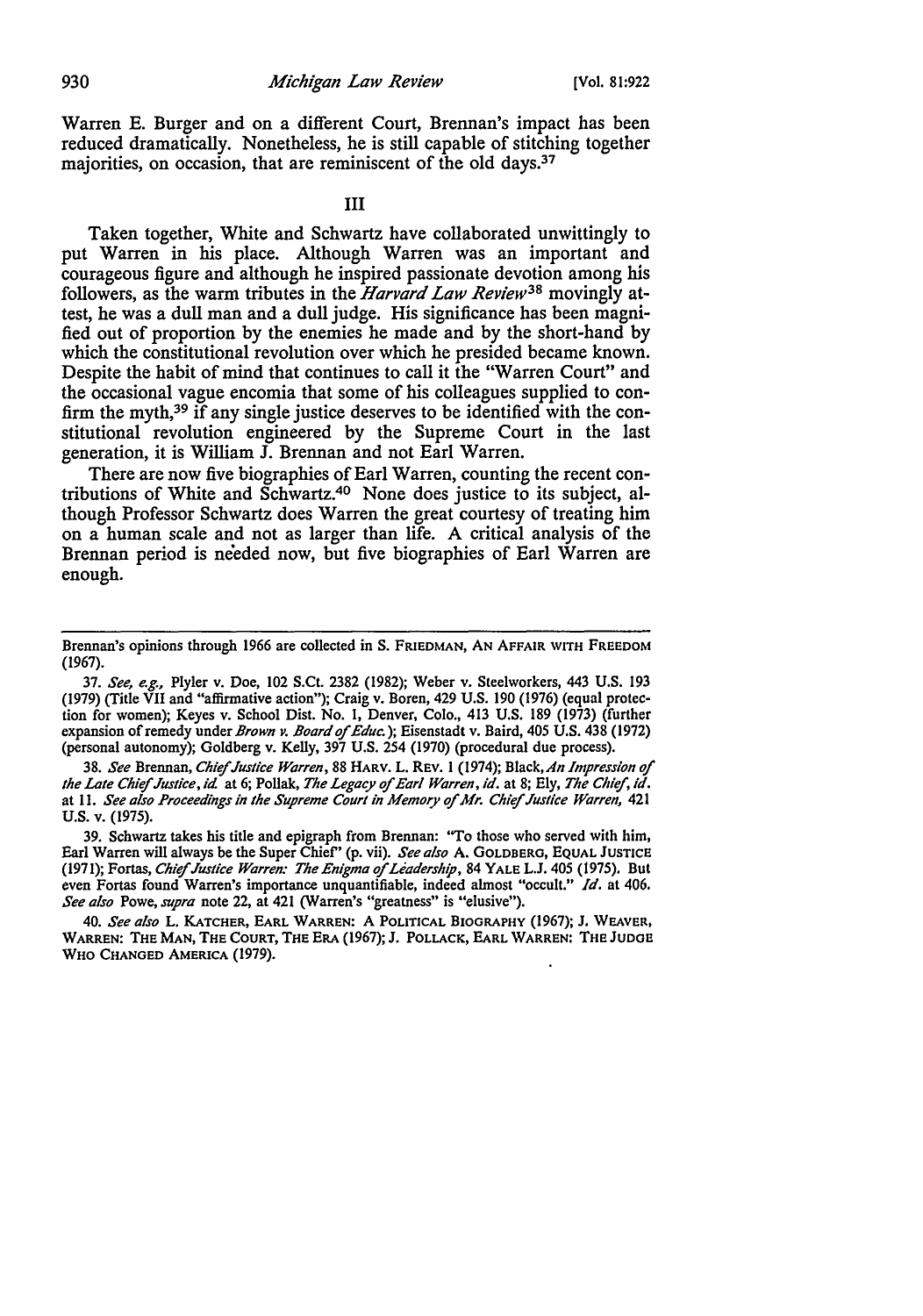Warren E. Burger and on a different Court, Brennan's impact has been reduced dramatically. Nonetheless, he is still capable of stitching together majorities, on occasion, that are reminiscent of the old days.[37]

## III

Taken together, White and Schwartz have collaborated unwittingly to put Warren in his place. Although Warren was an important and courageous figure and although he inspired passionate devotion among his followers, as the warm tributes in the *Harvard Law Review*[38] movingly attest, he was a dull man and a dull judge. His significance has been magnified out of proportion by the enemies he made and by the short-hand by which the constitutional revolution over which he presided became known. Despite the habit of mind that continues to call it the "Warren Court" and the occasional vague encomia that some of his colleagues supplied to confirm the myth,[39] if any single justice deserves to be identified with the constitutional revolution engineered by the Supreme Court in the last generation, it is William J. Brennan and not Earl Warren.

There are now five biographies of Earl Warren, counting the recent contributions of White and Schwartz.[40] None does justice to its subject, although Professor Schwartz does Warren the great courtesy of treating him on a human scale and not as larger than life. A critical analysis of the Brennan period is needed now, but five biographies of Earl Warren are enough.

---

Brennan's opinions through 1966 are collected in S. FRIEDMAN, AN AFFAIR WITH FREEDOM (1967).

37. *See, e.g.*, Plyler v. Doe, 102 S.Ct. 2382 (1982); Weber v. Steelworkers, 443 U.S. 193 (1979) (Title VII and "affirmative action"); Craig v. Boren, 429 U.S. 190 (1976) (equal protection for women); Keyes v. School Dist. No. 1, Denver, Colo., 413 U.S. 189 (1973) (further expansion of remedy under *Brown v. Board of Educ.*); Eisenstadt v. Baird, 405 U.S. 438 (1972) (personal autonomy); Goldberg v. Kelly, 397 U.S. 254 (1970) (procedural due process).

38. *See* Brennan, *Chief Justice Warren*, 88 HARV. L. REV. 1 (1974); Black, *An Impression of the Late Chief Justice*, *id.* at 6; Pollak, *The Legacy of Earl Warren*, *id.* at 8; Ely, *The Chief*, *id.* at 11. *See also Proceedings in the Supreme Court in Memory of Mr. Chief Justice Warren*, 421 U.S. v. (1975).

39. Schwartz takes his title and epigraph from Brennan: "To those who served with him, Earl Warren will always be the Super Chief" (p. vii). *See also* A. GOLDBERG, EQUAL JUSTICE (1971); Fortas, *Chief Justice Warren: The Enigma of Leadership*, 84 YALE L.J. 405 (1975). But even Fortas found Warren's importance unquantifiable, indeed almost "occult." *Id.* at 406. *See also* Powe, *supra* note 22, at 421 (Warren's "greatness" is "elusive").

40. *See also* L. KATCHER, EARL WARREN: A POLITICAL BIOGRAPHY (1967); J. WEAVER, WARREN: THE MAN, THE COURT, THE ERA (1967); J. POLLACK, EARL WARREN: THE JUDGE WHO CHANGED AMERICA (1979).